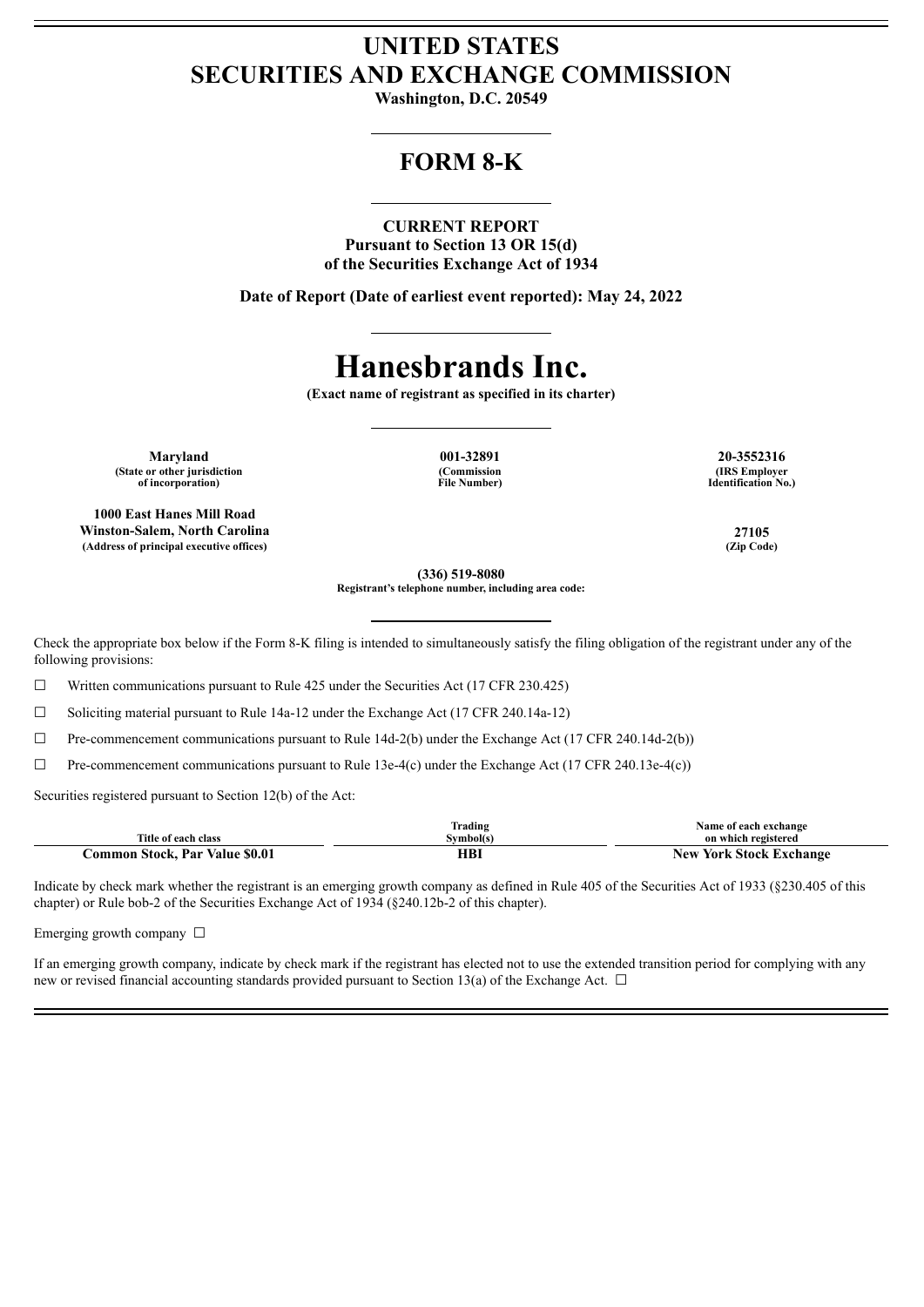# UNITED STATES
# SECURITIES AND EXCHANGE COMMISSION

**Washington, D.C. 20549**

## FORM 8-K

**CURRENT REPORT**
**Pursuant to Section 13 OR 15(d)**
**of the Securities Exchange Act of 1934**

**Date of Report (Date of earliest event reported): May 24, 2022**

# Hanesbrands Inc.

**(Exact name of registrant as specified in its charter)**

| **Maryland** | **001-32891** | **20-3552316** |
|---|---|---|
| **(State or other jurisdiction of incorporation)** | **(Commission File Number)** | **(IRS Employer Identification No.)** |

**1000 East Hanes Mill Road**
**Winston-Salem, North Carolina**
**(Address of principal executive offices)**

**27105**
**(Zip Code)**

**(336) 519-8080**
**Registrant's telephone number, including area code:**

Check the appropriate box below if the Form 8-K filing is intended to simultaneously satisfy the filing obligation of the registrant under any of the following provisions:

☐ Written communications pursuant to Rule 425 under the Securities Act (17 CFR 230.425)

☐ Soliciting material pursuant to Rule 14a-12 under the Exchange Act (17 CFR 240.14a-12)

☐ Pre-commencement communications pursuant to Rule 14d-2(b) under the Exchange Act (17 CFR 240.14d-2(b))

☐ Pre-commencement communications pursuant to Rule 13e-4(c) under the Exchange Act (17 CFR 240.13e-4(c))

Securities registered pursuant to Section 12(b) of the Act:

| Title of each class | Trading Symbol(s) | Name of each exchange on which registered |
|---|---|---|
| **Common Stock, Par Value $0.01** | **HBI** | **New York Stock Exchange** |

Indicate by check mark whether the registrant is an emerging growth company as defined in Rule 405 of the Securities Act of 1933 (§230.405 of this chapter) or Rule bob-2 of the Securities Exchange Act of 1934 (§240.12b-2 of this chapter).

Emerging growth company ☐

If an emerging growth company, indicate by check mark if the registrant has elected not to use the extended transition period for complying with any new or revised financial accounting standards provided pursuant to Section 13(a) of the Exchange Act. ☐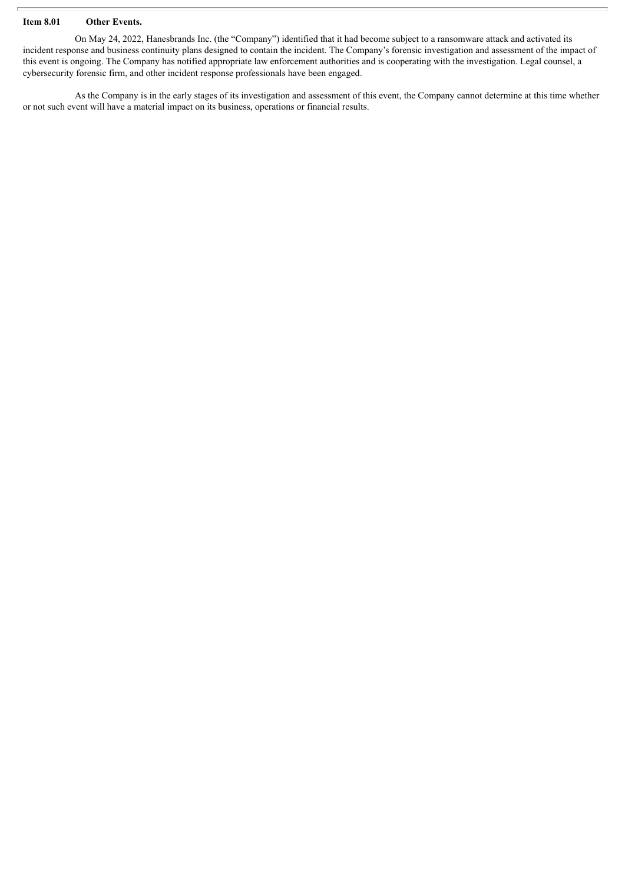**Item 8.01 Other Events.**

On May 24, 2022, Hanesbrands Inc. (the "Company") identified that it had become subject to a ransomware attack and activated its incident response and business continuity plans designed to contain the incident. The Company's forensic investigation and assessment of the impact of this event is ongoing. The Company has notified appropriate law enforcement authorities and is cooperating with the investigation. Legal counsel, a cybersecurity forensic firm, and other incident response professionals have been engaged.

As the Company is in the early stages of its investigation and assessment of this event, the Company cannot determine at this time whether or not such event will have a material impact on its business, operations or financial results.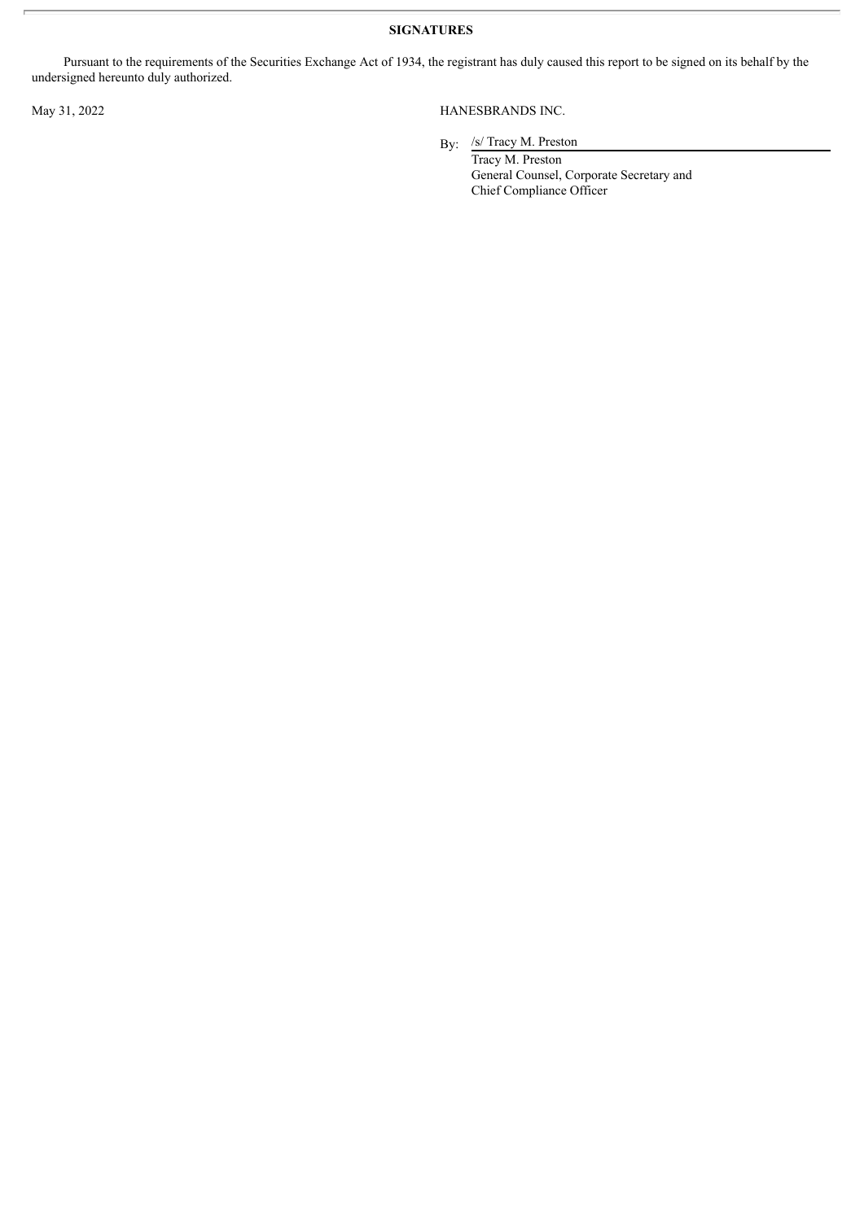**SIGNATURES**

Pursuant to the requirements of the Securities Exchange Act of 1934, the registrant has duly caused this report to be signed on its behalf by the undersigned hereunto duly authorized.

May 31, 2022

HANESBRANDS INC.

By: /s/ Tracy M. Preston

Tracy M. Preston
General Counsel, Corporate Secretary and
Chief Compliance Officer